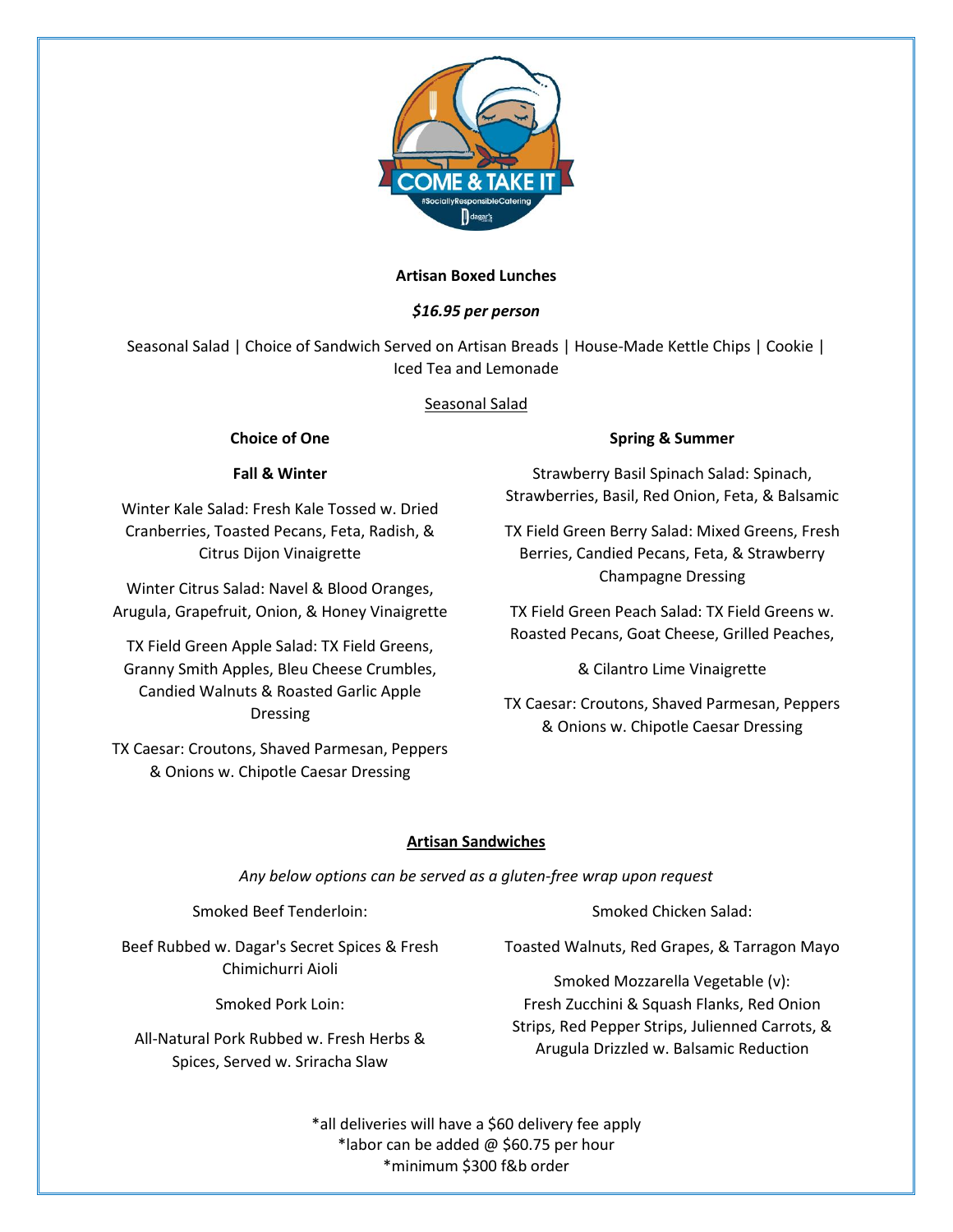**Artisan Boxed Lunches**

***$16.95 per person***

Seasonal Salad | Choice of Sandwich Served on Artisan Breads | House-Made Kettle Chips | Cookie | Iced Tea and Lemonade

## Seasonal Salad

**Choice of One**

**Fall & Winter**

Winter Kale Salad: Fresh Kale Tossed w. Dried Cranberries, Toasted Pecans, Feta, Radish, & Citrus Dijon Vinaigrette

Winter Citrus Salad: Navel & Blood Oranges, Arugula, Grapefruit, Onion, & Honey Vinaigrette

TX Field Green Apple Salad: TX Field Greens, Granny Smith Apples, Bleu Cheese Crumbles, Candied Walnuts & Roasted Garlic Apple Dressing

TX Caesar: Croutons, Shaved Parmesan, Peppers & Onions w. Chipotle Caesar Dressing

**Spring & Summer**

Strawberry Basil Spinach Salad: Spinach, Strawberries, Basil, Red Onion, Feta, & Balsamic

TX Field Green Berry Salad: Mixed Greens, Fresh Berries, Candied Pecans, Feta, & Strawberry Champagne Dressing

TX Field Green Peach Salad: TX Field Greens w. Roasted Pecans, Goat Cheese, Grilled Peaches, & Cilantro Lime Vinaigrette

TX Caesar: Croutons, Shaved Parmesan, Peppers & Onions w. Chipotle Caesar Dressing

## Artisan Sandwiches

*Any below options can be served as a gluten-free wrap upon request*

Smoked Beef Tenderloin:

Beef Rubbed w. Dagar's Secret Spices & Fresh Chimichurri Aioli

Smoked Pork Loin:

All-Natural Pork Rubbed w. Fresh Herbs & Spices, Served w. Sriracha Slaw

Smoked Chicken Salad:

Toasted Walnuts, Red Grapes, & Tarragon Mayo

Smoked Mozzarella Vegetable (v):
Fresh Zucchini & Squash Flanks, Red Onion Strips, Red Pepper Strips, Julienned Carrots, & Arugula Drizzled w. Balsamic Reduction

*all deliveries will have a $60 delivery fee apply
*labor can be added @ $60.75 per hour
*minimum $300 f&b order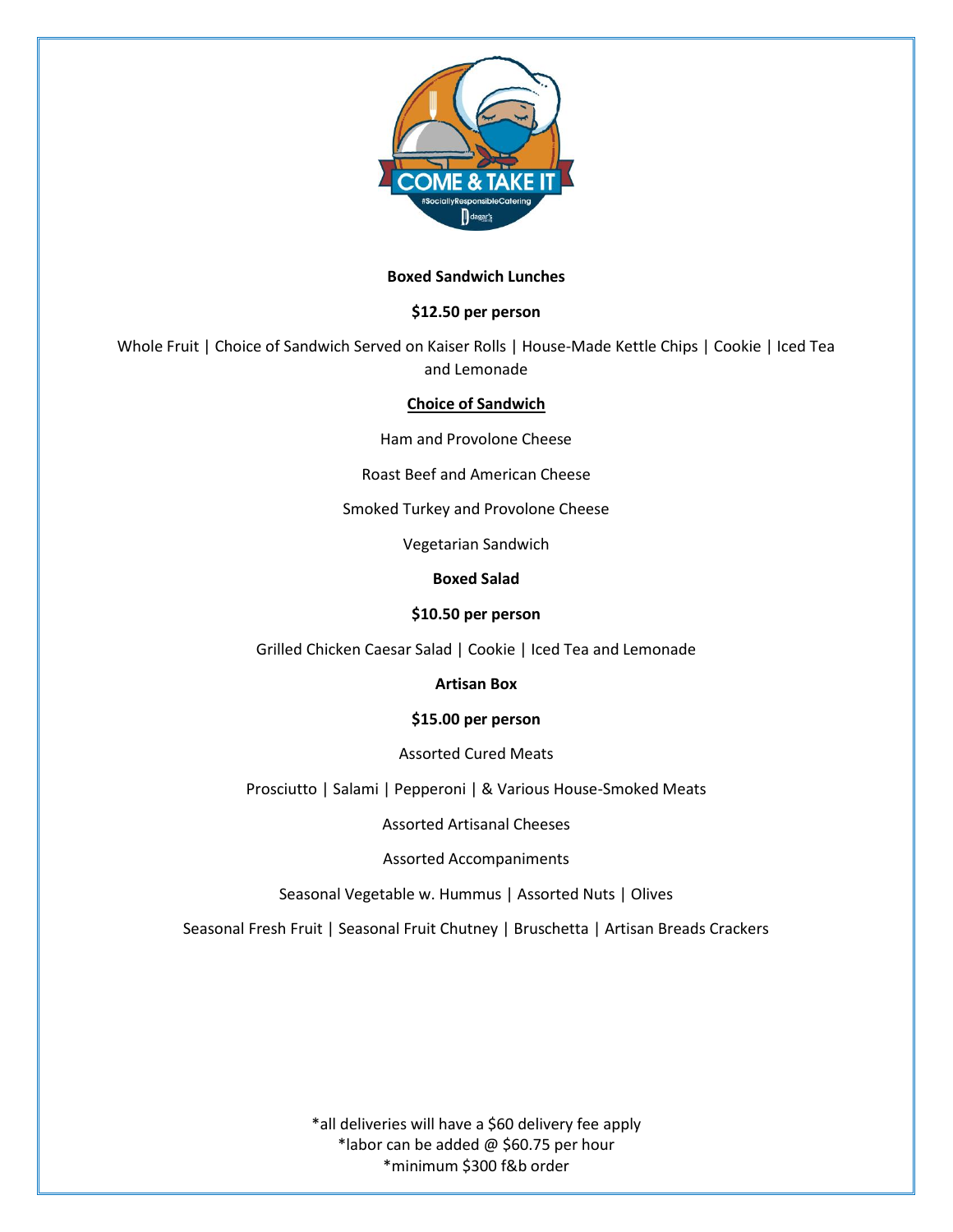**Boxed Sandwich Lunches**

**$12.50 per person**

Whole Fruit | Choice of Sandwich Served on Kaiser Rolls | House-Made Kettle Chips | Cookie | Iced Tea and Lemonade

**Choice of Sandwich**

Ham and Provolone Cheese

Roast Beef and American Cheese

Smoked Turkey and Provolone Cheese

Vegetarian Sandwich

**Boxed Salad**

**$10.50 per person**

Grilled Chicken Caesar Salad | Cookie | Iced Tea and Lemonade

**Artisan Box**

**$15.00 per person**

Assorted Cured Meats

Prosciutto | Salami | Pepperoni | & Various House-Smoked Meats

Assorted Artisanal Cheeses

Assorted Accompaniments

Seasonal Vegetable w. Hummus | Assorted Nuts | Olives

Seasonal Fresh Fruit | Seasonal Fruit Chutney | Bruschetta | Artisan Breads Crackers

*all deliveries will have a $60 delivery fee apply
*labor can be added @ $60.75 per hour
*minimum $300 f&b order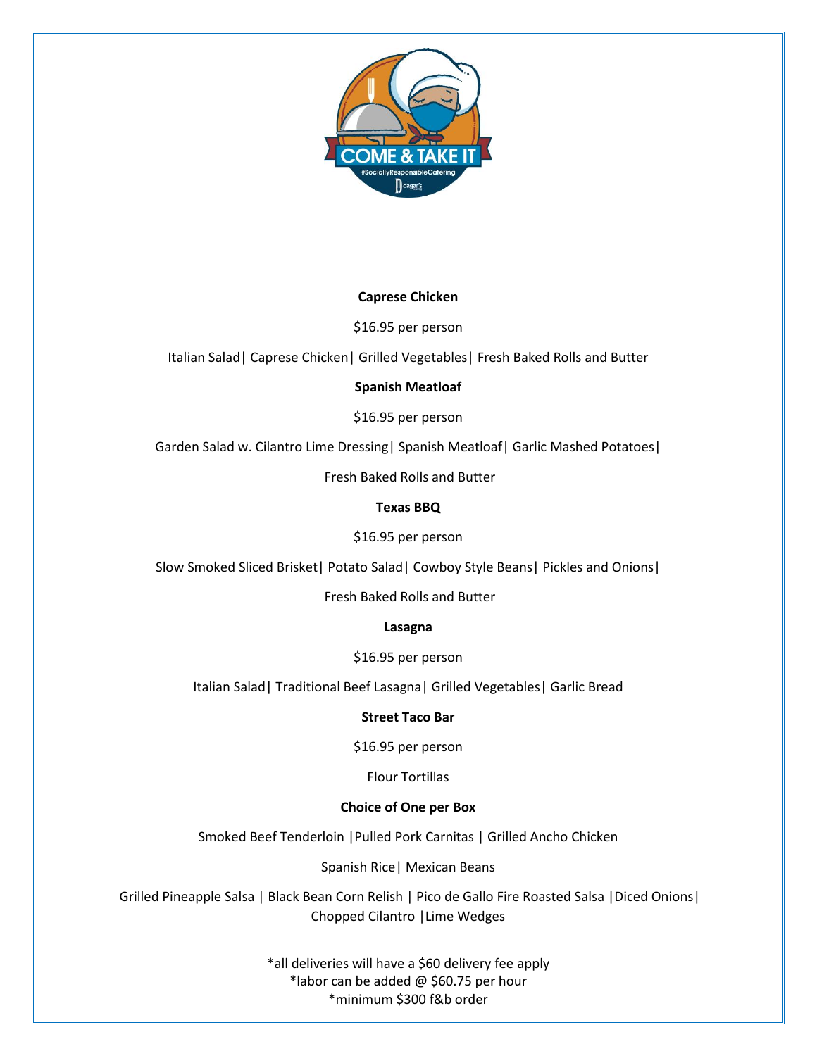**Caprese Chicken**

$16.95 per person

Italian Salad| Caprese Chicken| Grilled Vegetables| Fresh Baked Rolls and Butter

**Spanish Meatloaf**

$16.95 per person

Garden Salad w. Cilantro Lime Dressing| Spanish Meatloaf| Garlic Mashed Potatoes|

Fresh Baked Rolls and Butter

**Texas BBQ**

$16.95 per person

Slow Smoked Sliced Brisket| Potato Salad| Cowboy Style Beans| Pickles and Onions|

Fresh Baked Rolls and Butter

**Lasagna**

$16.95 per person

Italian Salad| Traditional Beef Lasagna| Grilled Vegetables| Garlic Bread

**Street Taco Bar**

$16.95 per person

Flour Tortillas

**Choice of One per Box**

Smoked Beef Tenderloin |Pulled Pork Carnitas | Grilled Ancho Chicken

Spanish Rice| Mexican Beans

Grilled Pineapple Salsa | Black Bean Corn Relish | Pico de Gallo Fire Roasted Salsa |Diced Onions| Chopped Cilantro |Lime Wedges

*all deliveries will have a $60 delivery fee apply
*labor can be added @ $60.75 per hour
*minimum $300 f&b order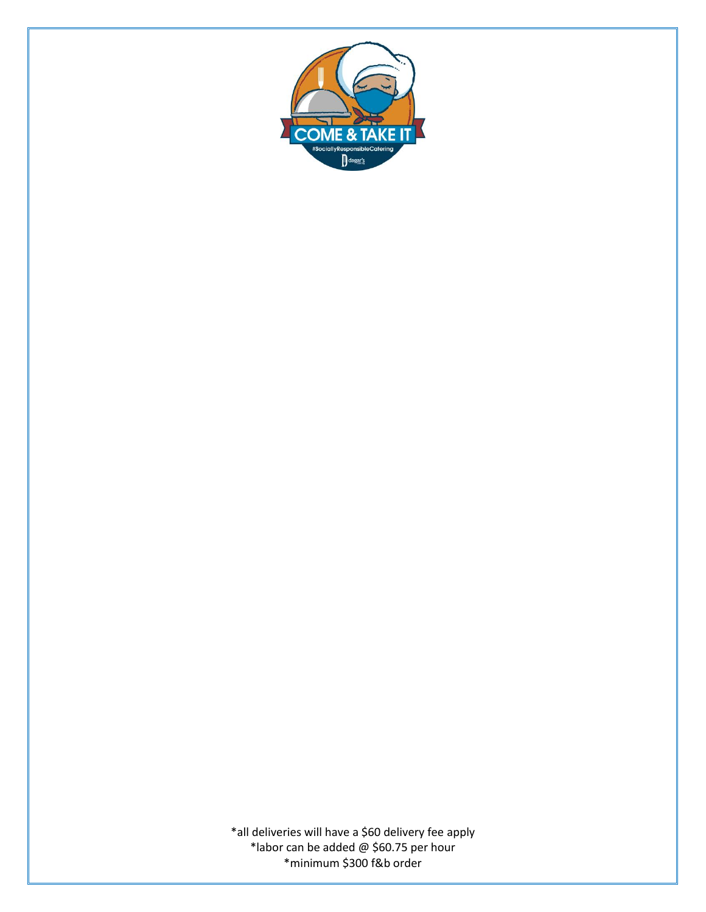*all deliveries will have a $60 delivery fee apply
*labor can be added @ $60.75 per hour
*minimum $300 f&b order